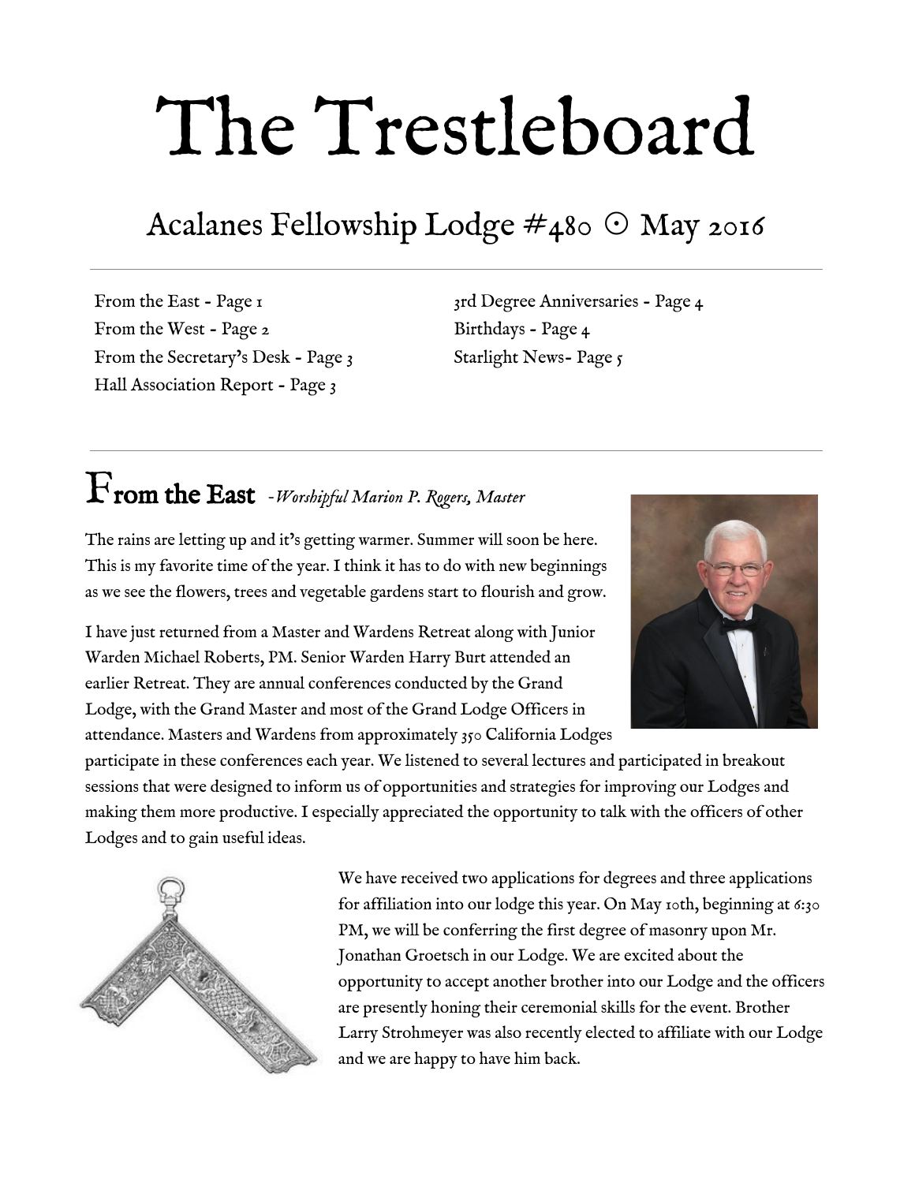# The Trestleboard

## Acalanes Fellowship Lodge #480 ⊙ May 2016

From the East - Page 1
From the West - Page 2
From the Secretary's Desk - Page 3
Hall Association Report - Page 3
3rd Degree Anniversaries - Page 4
Birthdays - Page 4
Starlight News- Page 5

## From the East *-Worshipful Marion P. Rogers, Master*

The rains are letting up and it's getting warmer. Summer will soon be here. This is my favorite time of the year. I think it has to do with new beginnings as we see the flowers, trees and vegetable gardens start to flourish and grow.

I have just returned from a Master and Wardens Retreat along with Junior Warden Michael Roberts, PM. Senior Warden Harry Burt attended an earlier Retreat. They are annual conferences conducted by the Grand Lodge, with the Grand Master and most of the Grand Lodge Officers in attendance. Masters and Wardens from approximately 350 California Lodges participate in these conferences each year. We listened to several lectures and participated in breakout sessions that were designed to inform us of opportunities and strategies for improving our Lodges and making them more productive. I especially appreciated the opportunity to talk with the officers of other Lodges and to gain useful ideas.

We have received two applications for degrees and three applications for affiliation into our lodge this year. On May 10th, beginning at 6:30 PM, we will be conferring the first degree of masonry upon Mr. Jonathan Groetsch in our Lodge. We are excited about the opportunity to accept another brother into our Lodge and the officers are presently honing their ceremonial skills for the event. Brother Larry Strohmeyer was also recently elected to affiliate with our Lodge and we are happy to have him back.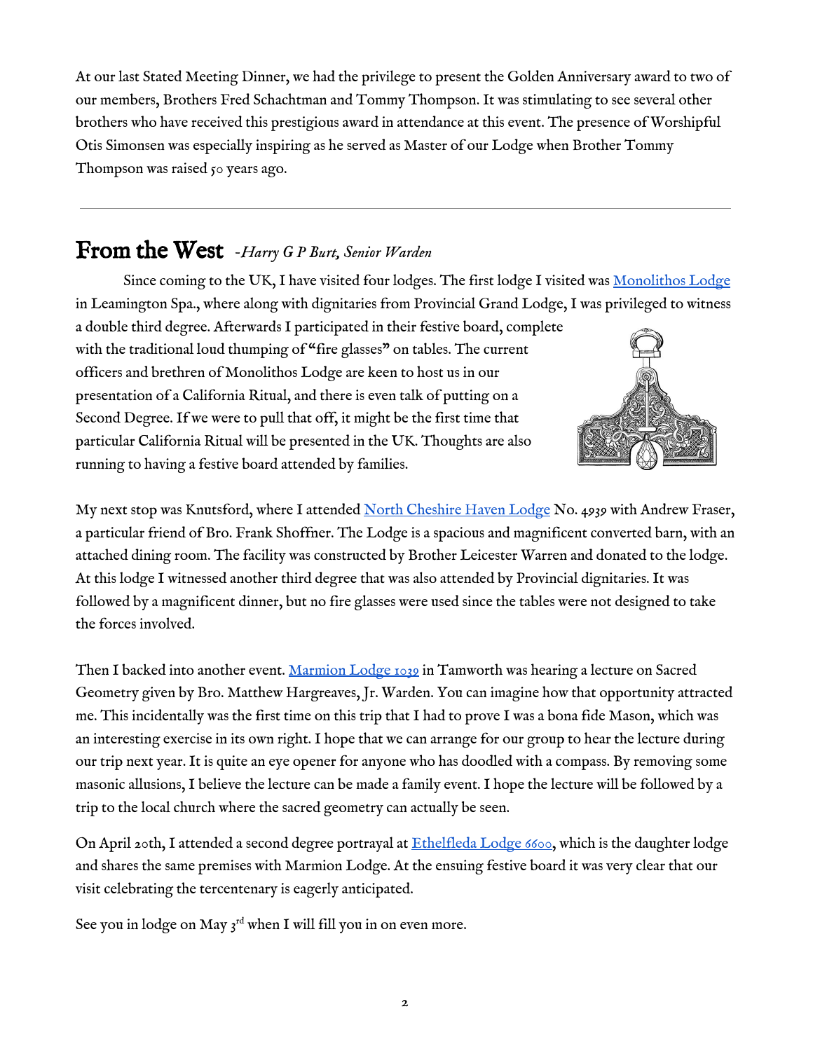At our last Stated Meeting Dinner, we had the privilege to present the Golden Anniversary award to two of our members, Brothers Fred Schachtman and Tommy Thompson. It was stimulating to see several other brothers who have received this prestigious award in attendance at this event. The presence of Worshipful Otis Simonsen was especially inspiring as he served as Master of our Lodge when Brother Tommy Thompson was raised 50 years ago.

---

## From the West *-Harry G P Burt, Senior Warden*

Since coming to the UK, I have visited four lodges. The first lodge I visited was Monolithos Lodge in Leamington Spa., where along with dignitaries from Provincial Grand Lodge, I was privileged to witness a double third degree. Afterwards I participated in their festive board, complete with the traditional loud thumping of "fire glasses" on tables. The current officers and brethren of Monolithos Lodge are keen to host us in our presentation of a California Ritual, and there is even talk of putting on a Second Degree. If we were to pull that off, it might be the first time that particular California Ritual will be presented in the UK. Thoughts are also running to having a festive board attended by families.

My next stop was Knutsford, where I attended North Cheshire Haven Lodge No. 4939 with Andrew Fraser, a particular friend of Bro. Frank Shoffner. The Lodge is a spacious and magnificent converted barn, with an attached dining room. The facility was constructed by Brother Leicester Warren and donated to the lodge. At this lodge I witnessed another third degree that was also attended by Provincial dignitaries. It was followed by a magnificent dinner, but no fire glasses were used since the tables were not designed to take the forces involved.

Then I backed into another event. Marmion Lodge 1039 in Tamworth was hearing a lecture on Sacred Geometry given by Bro. Matthew Hargreaves, Jr. Warden. You can imagine how that opportunity attracted me. This incidentally was the first time on this trip that I had to prove I was a bona fide Mason, which was an interesting exercise in its own right. I hope that we can arrange for our group to hear the lecture during our trip next year. It is quite an eye opener for anyone who has doodled with a compass. By removing some masonic allusions, I believe the lecture can be made a family event. I hope the lecture will be followed by a trip to the local church where the sacred geometry can actually be seen.

On April 20th, I attended a second degree portrayal at Ethelfleda Lodge 6600, which is the daughter lodge and shares the same premises with Marmion Lodge. At the ensuing festive board it was very clear that our visit celebrating the tercentenary is eagerly anticipated.

See you in lodge on May 3rd when I will fill you in on even more.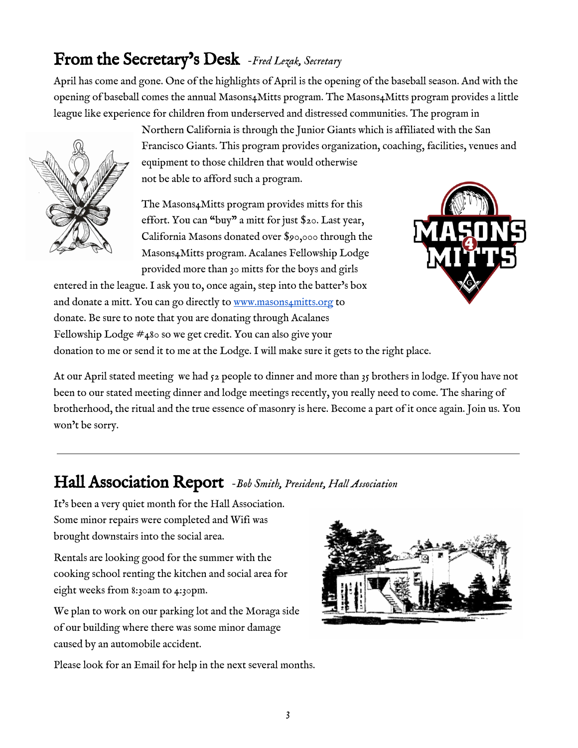## From the Secretary's Desk *-Fred Lezak, Secretary*

April has come and gone. One of the highlights of April is the opening of the baseball season. And with the opening of baseball comes the annual Masons4Mitts program. The Masons4Mitts program provides a little league like experience for children from underserved and distressed communities. The program in Northern California is through the Junior Giants which is affiliated with the San Francisco Giants. This program provides organization, coaching, facilities, venues and equipment to those children that would otherwise not be able to afford such a program.

The Masons4Mitts program provides mitts for this effort. You can "buy" a mitt for just $20. Last year, California Masons donated over $90,000 through the Masons4Mitts program. Acalanes Fellowship Lodge provided more than 30 mitts for the boys and girls entered in the league. I ask you to, once again, step into the batter's box and donate a mitt. You can go directly to www.masons4mitts.org to donate. Be sure to note that you are donating through Acalanes Fellowship Lodge #480 so we get credit. You can also give your donation to me or send it to me at the Lodge. I will make sure it gets to the right place.

At our April stated meeting we had 52 people to dinner and more than 35 brothers in lodge. If you have not been to our stated meeting dinner and lodge meetings recently, you really need to come. The sharing of brotherhood, the ritual and the true essence of masonry is here. Become a part of it once again. Join us. You won't be sorry.

---

## Hall Association Report *-Bob Smith, President, Hall Association*

It's been a very quiet month for the Hall Association. Some minor repairs were completed and Wifi was brought downstairs into the social area.

Rentals are looking good for the summer with the cooking school renting the kitchen and social area for eight weeks from 8:30am to 4:30pm.

We plan to work on our parking lot and the Moraga side of our building where there was some minor damage caused by an automobile accident.

Please look for an Email for help in the next several months.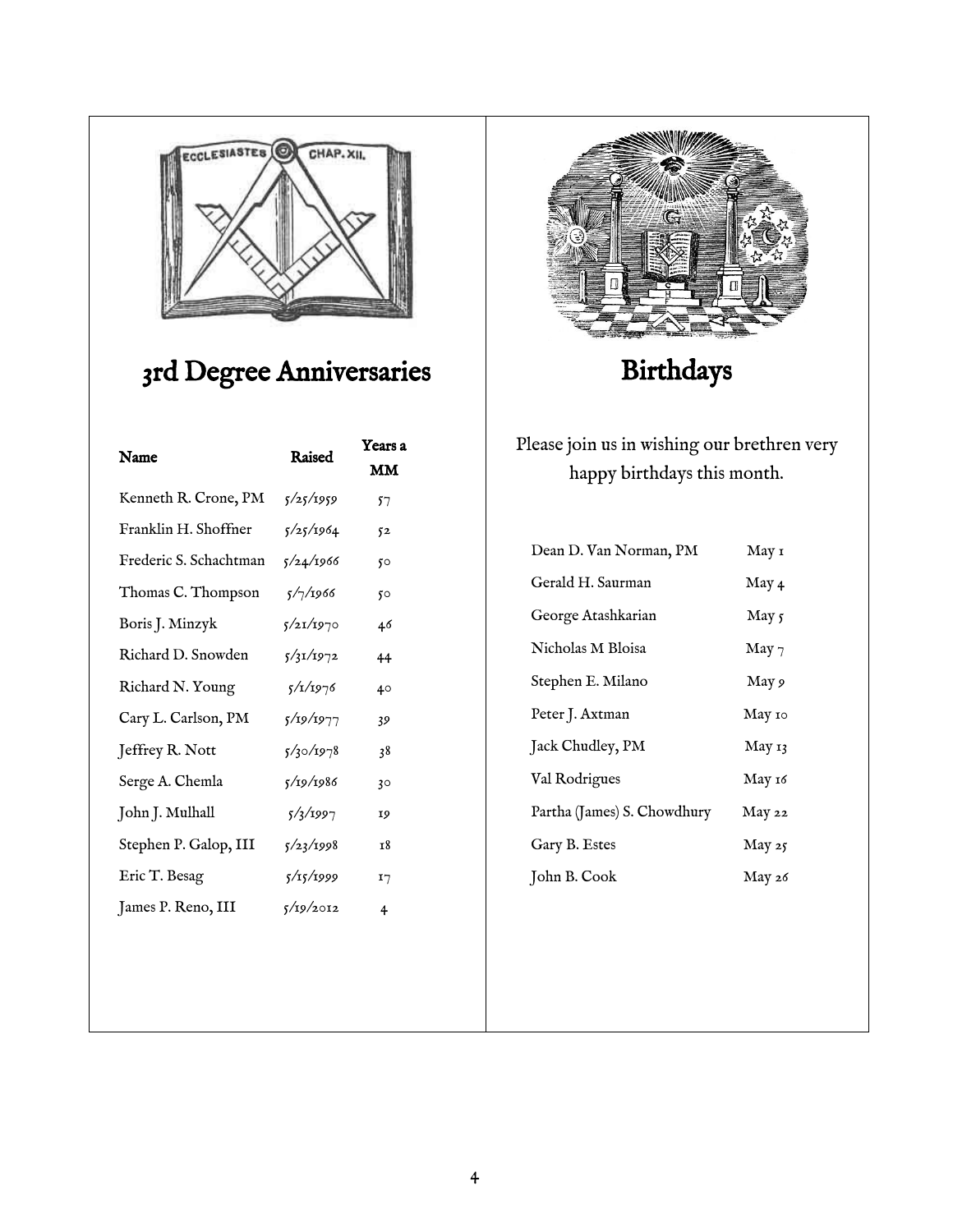## 3rd Degree Anniversaries

| Name | Raised | Years a MM |
|---|---|---|
| Kenneth R. Crone, PM | 5/25/1959 | 57 |
| Franklin H. Shoffner | 5/25/1964 | 52 |
| Frederic S. Schachtman | 5/24/1966 | 50 |
| Thomas C. Thompson | 5/7/1966 | 50 |
| Boris J. Minzyk | 5/21/1970 | 46 |
| Richard D. Snowden | 5/31/1972 | 44 |
| Richard N. Young | 5/1/1976 | 40 |
| Cary L. Carlson, PM | 5/19/1977 | 39 |
| Jeffrey R. Nott | 5/30/1978 | 38 |
| Serge A. Chemla | 5/19/1986 | 30 |
| John J. Mulhall | 5/3/1997 | 19 |
| Stephen P. Galop, III | 5/23/1998 | 18 |
| Eric T. Besag | 5/15/1999 | 17 |
| James P. Reno, III | 5/19/2012 | 4 |

## Birthdays

Please join us in wishing our brethren very happy birthdays this month.

| | |
|---|---|
| Dean D. Van Norman, PM | May 1 |
| Gerald H. Saurman | May 4 |
| George Atashkarian | May 5 |
| Nicholas M Bloisa | May 7 |
| Stephen E. Milano | May 9 |
| Peter J. Axtman | May 10 |
| Jack Chudley, PM | May 13 |
| Val Rodrigues | May 16 |
| Partha (James) S. Chowdhury | May 22 |
| Gary B. Estes | May 25 |
| John B. Cook | May 26 |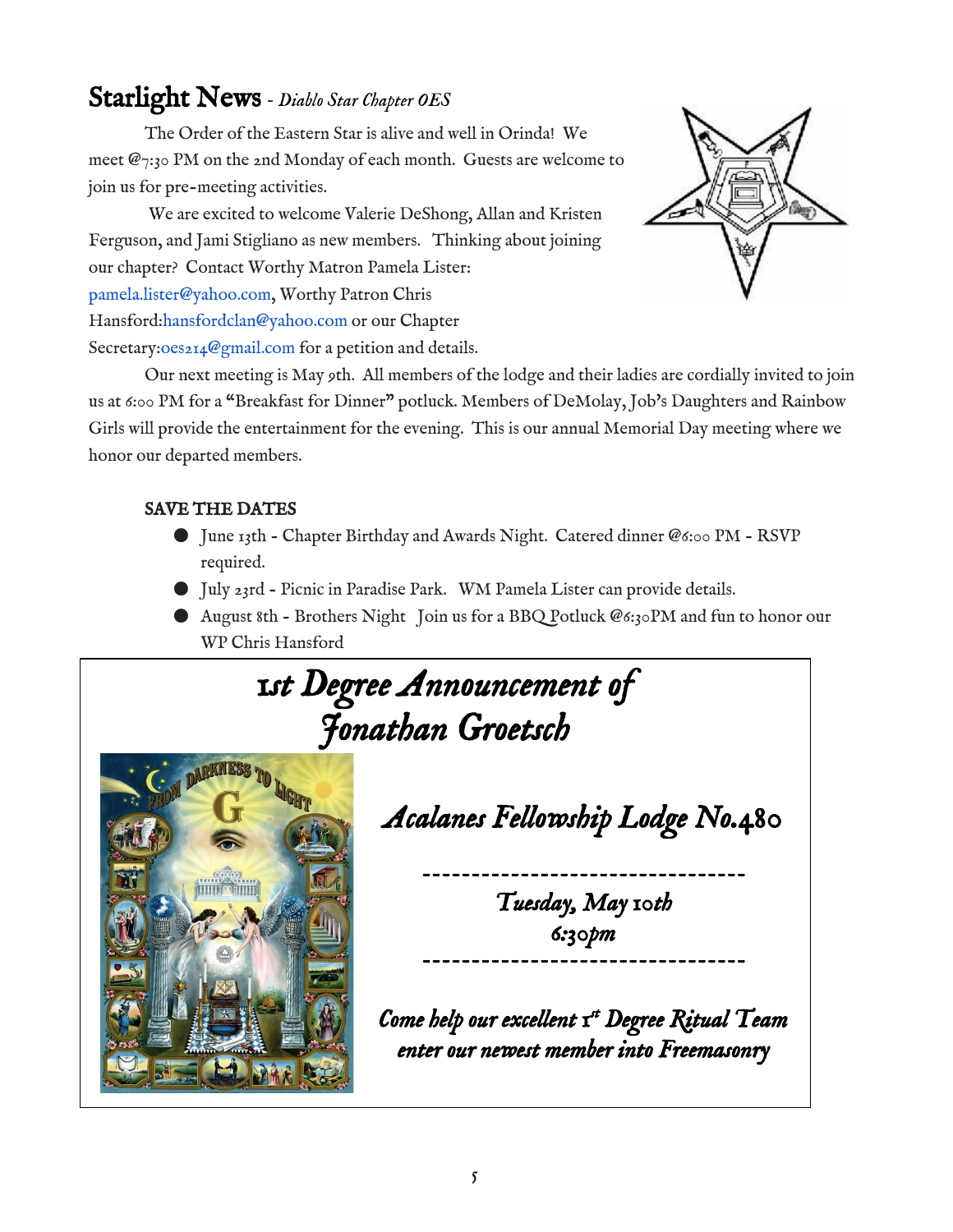## Starlight News - *Diablo Star Chapter OES*

The Order of the Eastern Star is alive and well in Orinda! We meet @7:30 PM on the 2nd Monday of each month. Guests are welcome to join us for pre-meeting activities.

We are excited to welcome Valerie DeShong, Allan and Kristen Ferguson, and Jami Stigliano as new members. Thinking about joining our chapter? Contact Worthy Matron Pamela Lister: pamela.lister@yahoo.com, Worthy Patron Chris Hansford:hansfordclan@yahoo.com or our Chapter Secretary:oes214@gmail.com for a petition and details.

Our next meeting is May 9th. All members of the lodge and their ladies are cordially invited to join us at 6:00 PM for a "Breakfast for Dinner" potluck. Members of DeMolay, Job's Daughters and Rainbow Girls will provide the entertainment for the evening. This is our annual Memorial Day meeting where we honor our departed members.

### SAVE THE DATES

- June 13th - Chapter Birthday and Awards Night. Catered dinner @6:00 PM - RSVP required.
- July 23rd - Picnic in Paradise Park. WM Pamela Lister can provide details.
- August 8th - Brothers Night Join us for a BBQ Potluck @6:30PM and fun to honor our WP Chris Hansford

## *1st Degree Announcement of Jonathan Groetsch*

### *Acalanes Fellowship Lodge No.480*

---

*Tuesday, May 10th*
*6:30pm*

---

*Come help our excellent 1st Degree Ritual Team enter our newest member into Freemasonry*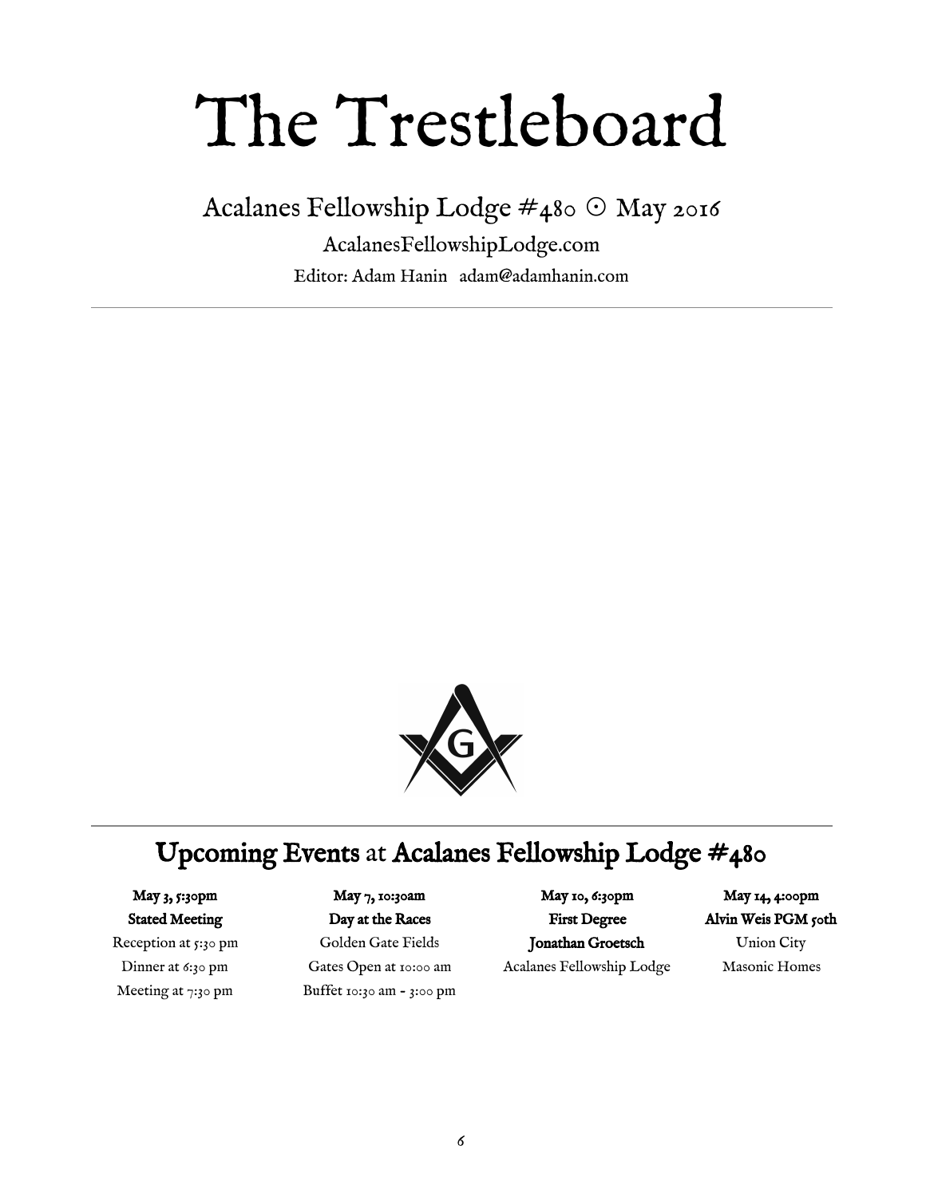# The Trestleboard

## Acalanes Fellowship Lodge #480 ⊙ May 2016

AcalanesFellowshipLodge.com

Editor: Adam Hanin adam@adamhanin.com

## Upcoming Events at Acalanes Fellowship Lodge #480

**May 3, 5:30pm**
**Stated Meeting**
Reception at 5:30 pm
Dinner at 6:30 pm
Meeting at 7:30 pm

**May 7, 10:30am**
**Day at the Races**
Golden Gate Fields
Gates Open at 10:00 am
Buffet 10:30 am - 3:00 pm

**May 10, 6:30pm**
**First Degree**
**Jonathan Groetsch**
Acalanes Fellowship Lodge

**May 14, 4:00pm**
**Alvin Weis PGM 50th**
Union City
Masonic Homes